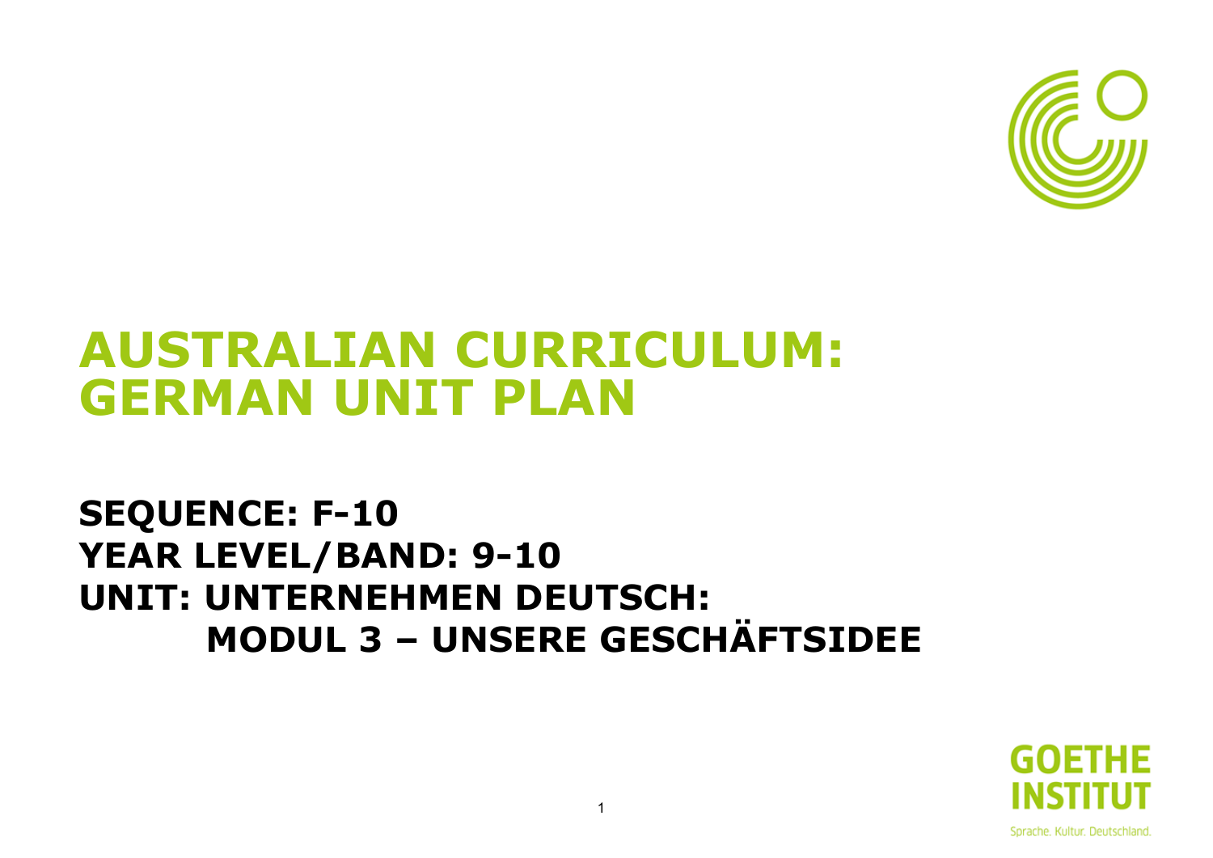# AUSTRALIAN CURRICULUM: GERMAN UNIT PLAN

## SEQUENCE: F-10
## YEAR LEVEL/BAND: 9-10
## UNIT: UNTERNEHMEN DEUTSCH: MODUL 3 – UNSERE GESCHÄFTSIDEE

GOETHE INSTITUT

Sprache. Kultur. Deutschland.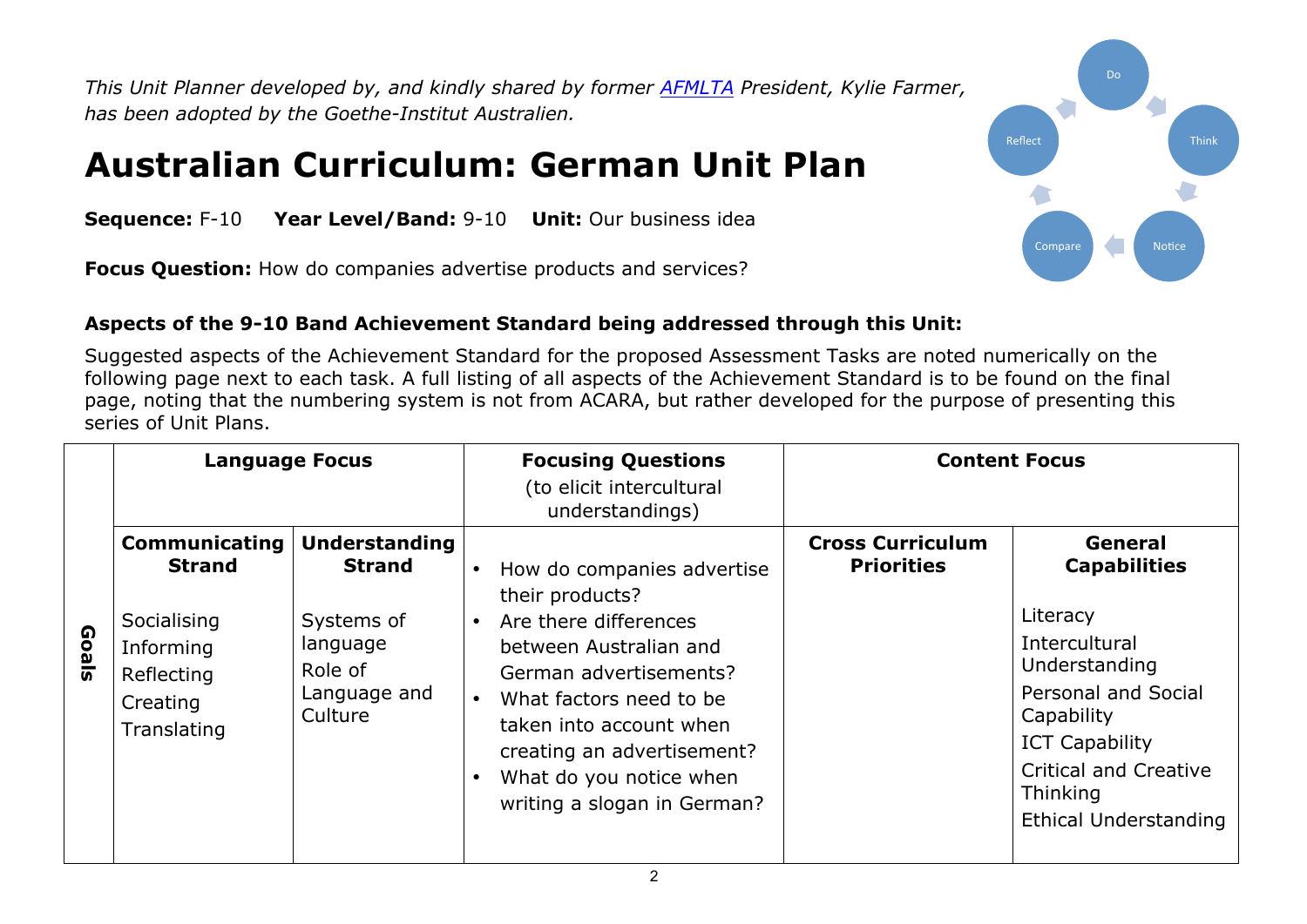*This Unit Planner developed by, and kindly shared by former [AFMLTA](AFMLTA) President, Kylie Farmer, has been adopted by the Goethe-Institut Australien.*

Do
Think
Notice
Compare
Reflect

# Australian Curriculum: German Unit Plan

**Sequence:** F-10 **Year Level/Band:** 9-10 **Unit:** Our business idea

**Focus Question:** How do companies advertise products and services?

### Aspects of the 9-10 Band Achievement Standard being addressed through this Unit:

Suggested aspects of the Achievement Standard for the proposed Assessment Tasks are noted numerically on the following page next to each task. A full listing of all aspects of the Achievement Standard is to be found on the final page, noting that the numbering system is not from ACARA, but rather developed for the purpose of presenting this series of Unit Plans.

| | **Language Focus** | | **Focusing Questions** (to elicit intercultural understandings) | **Content Focus** | |
|---|---|---|---|---|---|
| | **Communicating Strand** | **Understanding Strand** | | **Cross Curriculum Priorities** | **General Capabilities** |
| **Goals** | Socialising<br>Informing<br>Reflecting<br>Creating<br>Translating | Systems of language<br>Role of Language and Culture | • How do companies advertise their products?<br>• Are there differences between Australian and German advertisements?<br>• What factors need to be taken into account when creating an advertisement?<br>• What do you notice when writing a slogan in German? | | Literacy<br>Intercultural Understanding<br>Personal and Social Capability<br>ICT Capability<br>Critical and Creative Thinking<br>Ethical Understanding |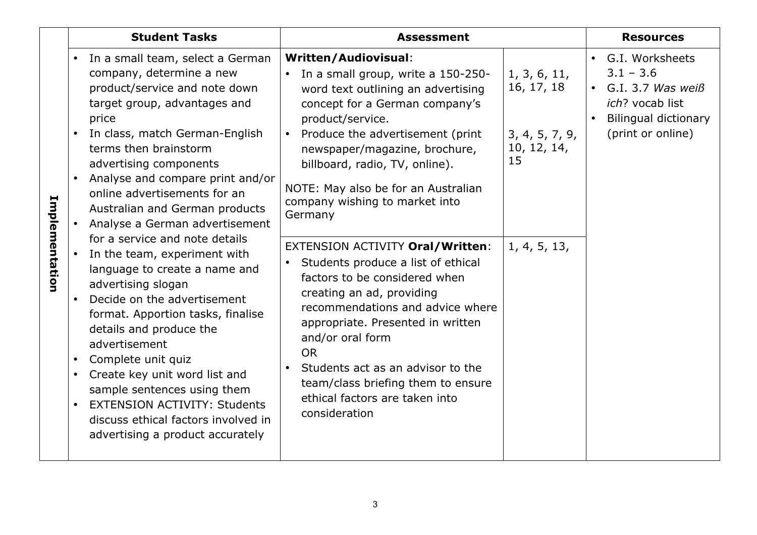| | Student Tasks | Assessment | | Resources |
|---|---|---|---|---|
| **Implementation** | • In a small team, select a German company, determine a new product/service and note down target group, advantages and price<br>• In class, match German-English terms then brainstorm advertising components<br>• Analyse and compare print and/or online advertisements for an Australian and German products<br>• Analyse a German advertisement for a service and note details<br>• In the team, experiment with language to create a name and advertising slogan<br>• Decide on the advertisement format. Apportion tasks, finalise details and produce the advertisement<br>• Complete unit quiz<br>• Create key unit word list and sample sentences using them<br>• EXTENSION ACTIVITY: Students discuss ethical factors involved in advertising a product accurately | **Written/Audiovisual**:<br>• In a small group, write a 150-250-word text outlining an advertising concept for a German company's product/service.<br>• Produce the advertisement (print newspaper/magazine, brochure, billboard, radio, TV, online).<br><br>NOTE: May also be for an Australian company wishing to market into Germany | 1, 3, 6, 11, 16, 17, 18<br><br>3, 4, 5, 7, 9, 10, 12, 14, 15 | • G.I. Worksheets 3.1 – 3.6<br>• G.I. 3.7 *Was weiß ich*? vocab list<br>• Bilingual dictionary (print or online) |
| | | EXTENSION ACTIVITY **Oral/Written**:<br>• Students produce a list of ethical factors to be considered when creating an ad, providing recommendations and advice where appropriate. Presented in written and/or oral form<br>OR<br>• Students act as an advisor to the team/class briefing them to ensure ethical factors are taken into consideration | 1, 4, 5, 13, | |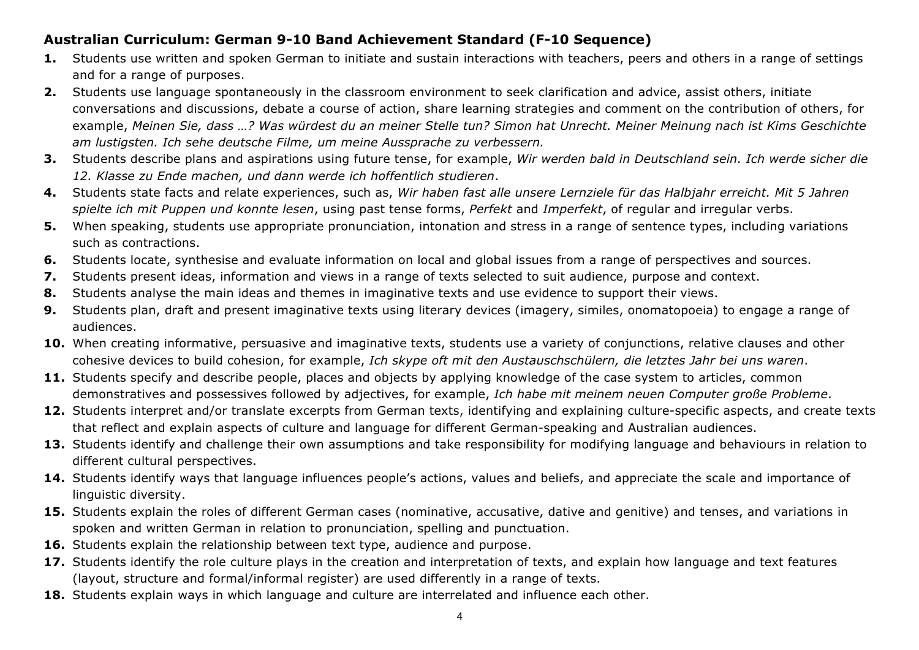**Australian Curriculum: German 9-10 Band Achievement Standard (F-10 Sequence)**

1. Students use written and spoken German to initiate and sustain interactions with teachers, peers and others in a range of settings and for a range of purposes.
2. Students use language spontaneously in the classroom environment to seek clarification and advice, assist others, initiate conversations and discussions, debate a course of action, share learning strategies and comment on the contribution of others, for example, *Meinen Sie, dass …? Was würdest du an meiner Stelle tun? Simon hat Unrecht. Meiner Meinung nach ist Kims Geschichte am lustigsten. Ich sehe deutsche Filme, um meine Aussprache zu verbessern.*
3. Students describe plans and aspirations using future tense, for example, *Wir werden bald in Deutschland sein. Ich werde sicher die 12. Klasse zu Ende machen, und dann werde ich hoffentlich studieren*.
4. Students state facts and relate experiences, such as, *Wir haben fast alle unsere Lernziele für das Halbjahr erreicht. Mit 5 Jahren spielte ich mit Puppen und konnte lesen*, using past tense forms, *Perfekt* and *Imperfekt*, of regular and irregular verbs.
5. When speaking, students use appropriate pronunciation, intonation and stress in a range of sentence types, including variations such as contractions.
6. Students locate, synthesise and evaluate information on local and global issues from a range of perspectives and sources.
7. Students present ideas, information and views in a range of texts selected to suit audience, purpose and context.
8. Students analyse the main ideas and themes in imaginative texts and use evidence to support their views.
9. Students plan, draft and present imaginative texts using literary devices (imagery, similes, onomatopoeia) to engage a range of audiences.
10. When creating informative, persuasive and imaginative texts, students use a variety of conjunctions, relative clauses and other cohesive devices to build cohesion, for example, *Ich skype oft mit den Austauschschülern, die letztes Jahr bei uns waren*.
11. Students specify and describe people, places and objects by applying knowledge of the case system to articles, common demonstratives and possessives followed by adjectives, for example, *Ich habe mit meinem neuen Computer große Probleme*.
12. Students interpret and/or translate excerpts from German texts, identifying and explaining culture-specific aspects, and create texts that reflect and explain aspects of culture and language for different German-speaking and Australian audiences.
13. Students identify and challenge their own assumptions and take responsibility for modifying language and behaviours in relation to different cultural perspectives.
14. Students identify ways that language influences people's actions, values and beliefs, and appreciate the scale and importance of linguistic diversity.
15. Students explain the roles of different German cases (nominative, accusative, dative and genitive) and tenses, and variations in spoken and written German in relation to pronunciation, spelling and punctuation.
16. Students explain the relationship between text type, audience and purpose.
17. Students identify the role culture plays in the creation and interpretation of texts, and explain how language and text features (layout, structure and formal/informal register) are used differently in a range of texts.
18. Students explain ways in which language and culture are interrelated and influence each other.